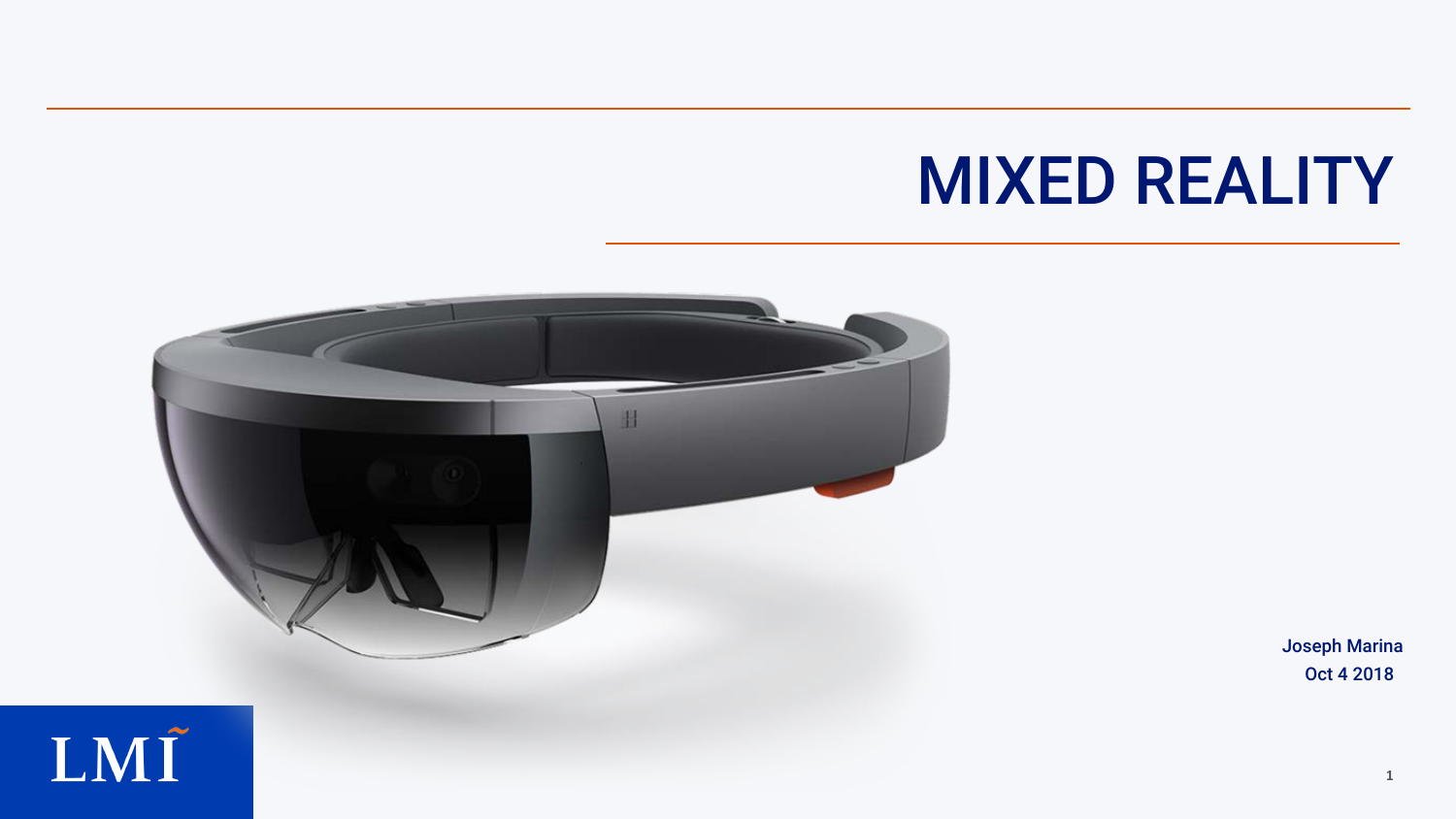# MIXED REALITY

Joseph Marina
Oct 4 2018

LMI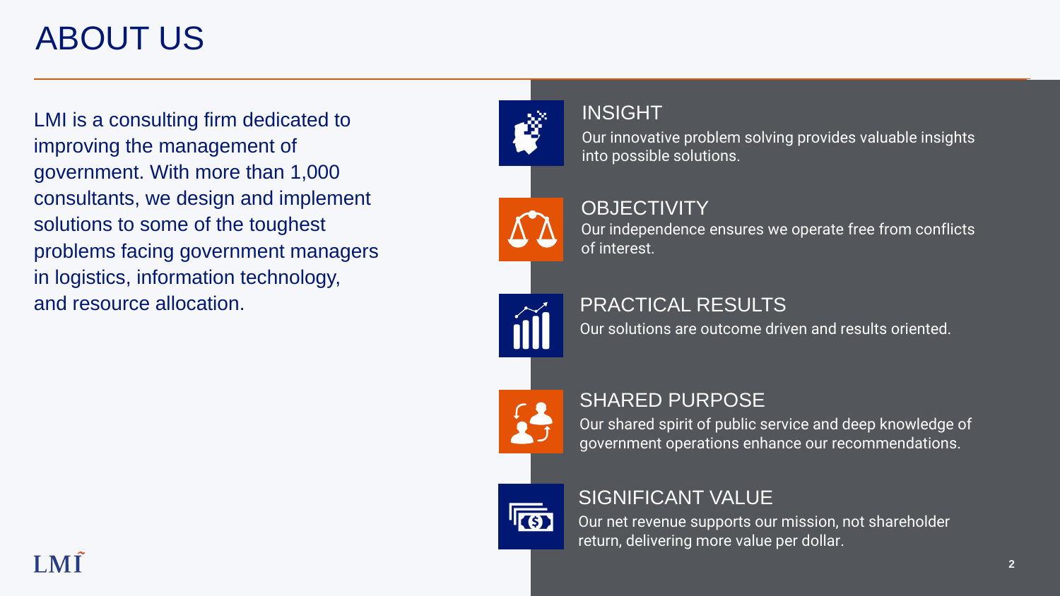# ABOUT US

LMI is a consulting firm dedicated to improving the management of government. With more than 1,000 consultants, we design and implement solutions to some of the toughest problems facing government managers in logistics, information technology, and resource allocation.

## INSIGHT

Our innovative problem solving provides valuable insights into possible solutions.

## OBJECTIVITY

Our independence ensures we operate free from conflicts of interest.

## PRACTICAL RESULTS

Our solutions are outcome driven and results oriented.

## SHARED PURPOSE

Our shared spirit of public service and deep knowledge of government operations enhance our recommendations.

## SIGNIFICANT VALUE

Our net revenue supports our mission, not shareholder return, delivering more value per dollar.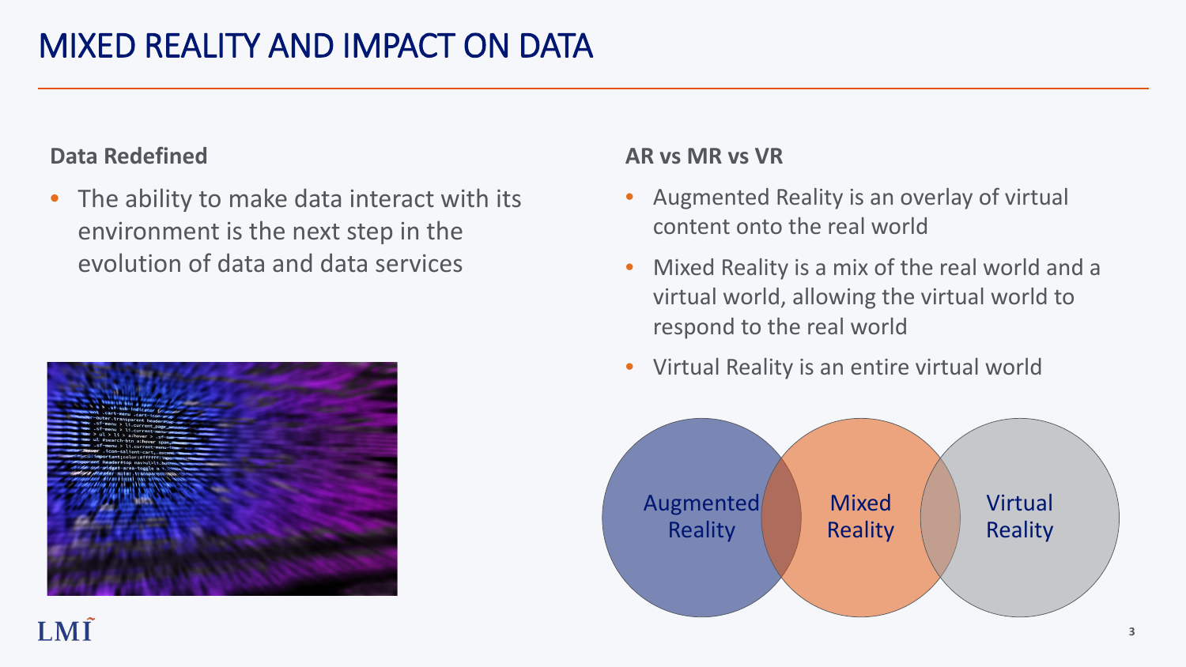# MIXED REALITY AND IMPACT ON DATA

## Data Redefined

- The ability to make data interact with its environment is the next step in the evolution of data and data services

## AR vs MR vs VR

- Augmented Reality is an overlay of virtual content onto the real world
- Mixed Reality is a mix of the real world and a virtual world, allowing the virtual world to respond to the real world
- Virtual Reality is an entire virtual world

Augmented Reality | Mixed Reality | Virtual Reality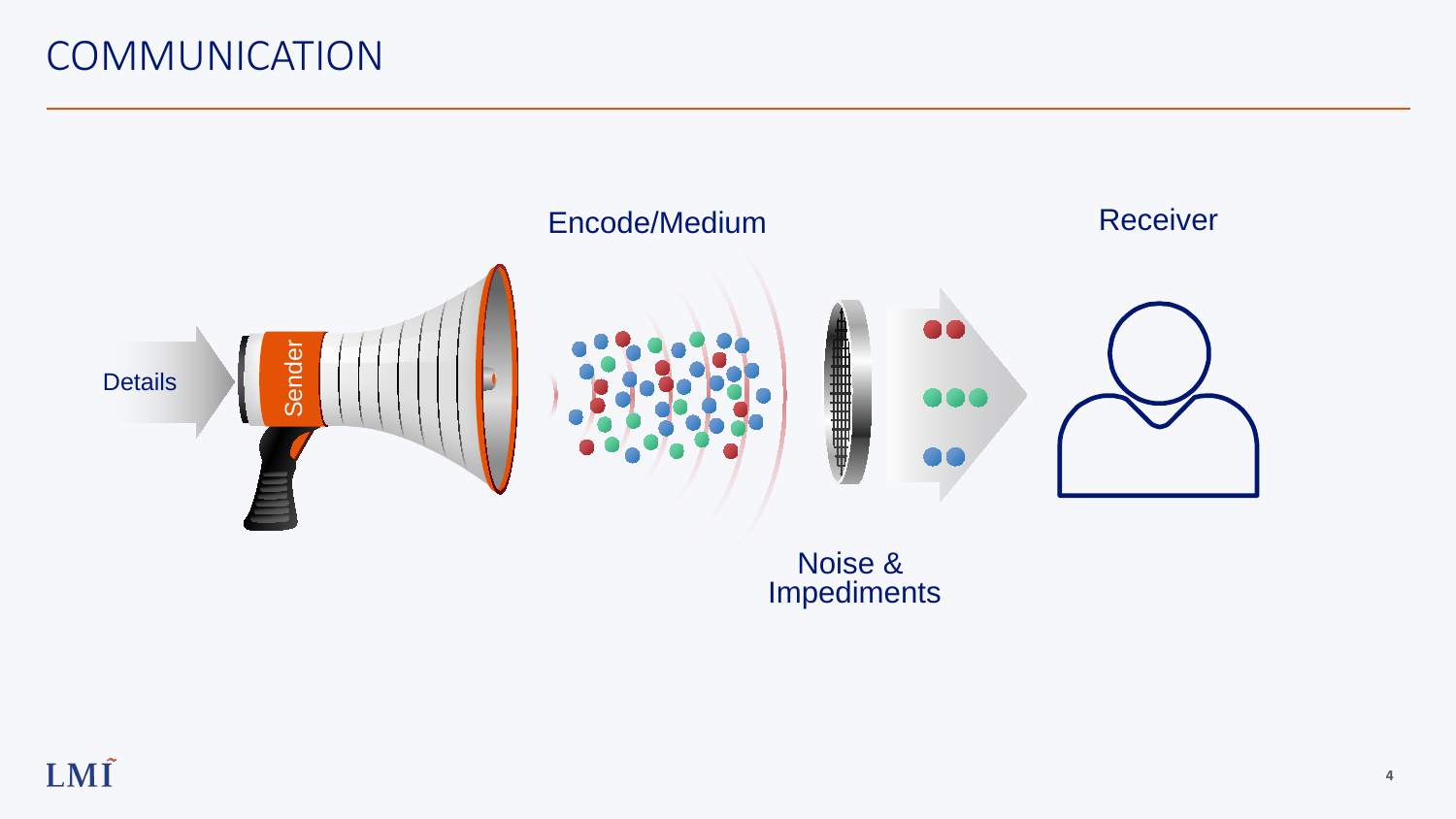# COMMUNICATION

Details

Sender

Encode/Medium

Noise & Impediments

Receiver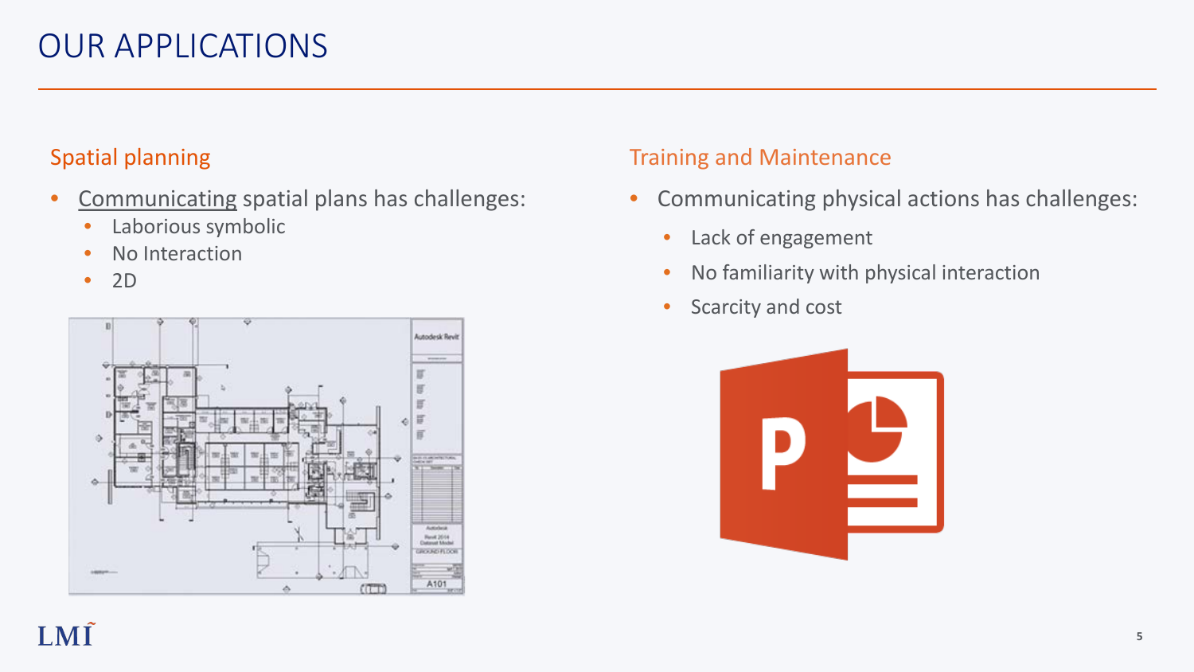# OUR APPLICATIONS

## Spatial planning

- Communicating spatial plans has challenges:
  - Laborious symbolic
  - No Interaction
  - 2D

## Training and Maintenance

- Communicating physical actions has challenges:
  - Lack of engagement
  - No familiarity with physical interaction
  - Scarcity and cost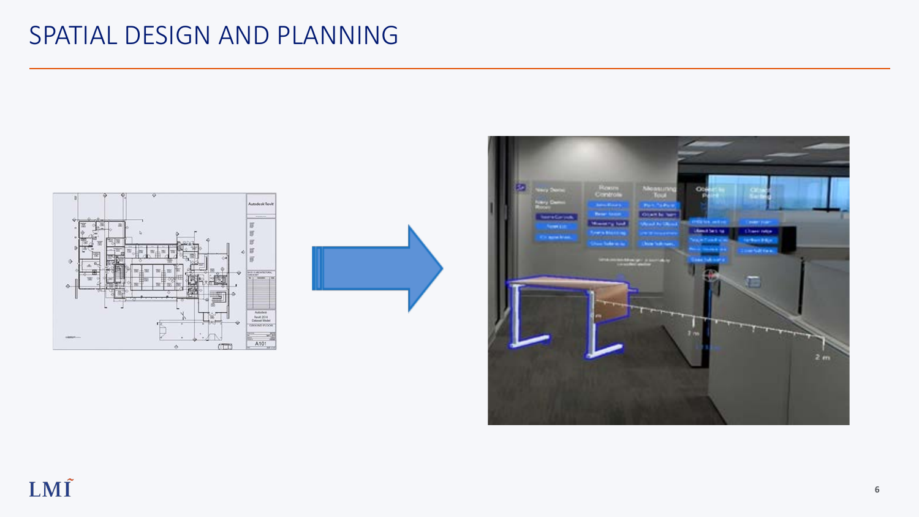# SPATIAL DESIGN AND PLANNING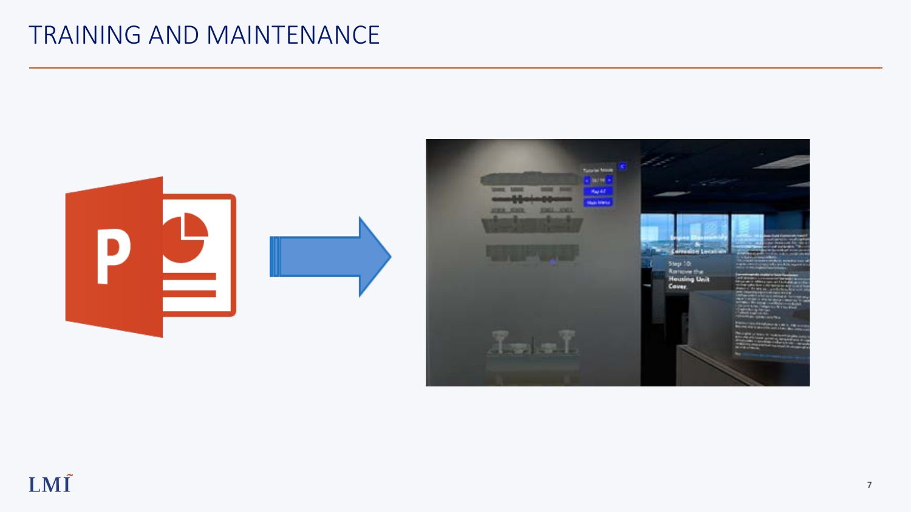# TRAINING AND MAINTENANCE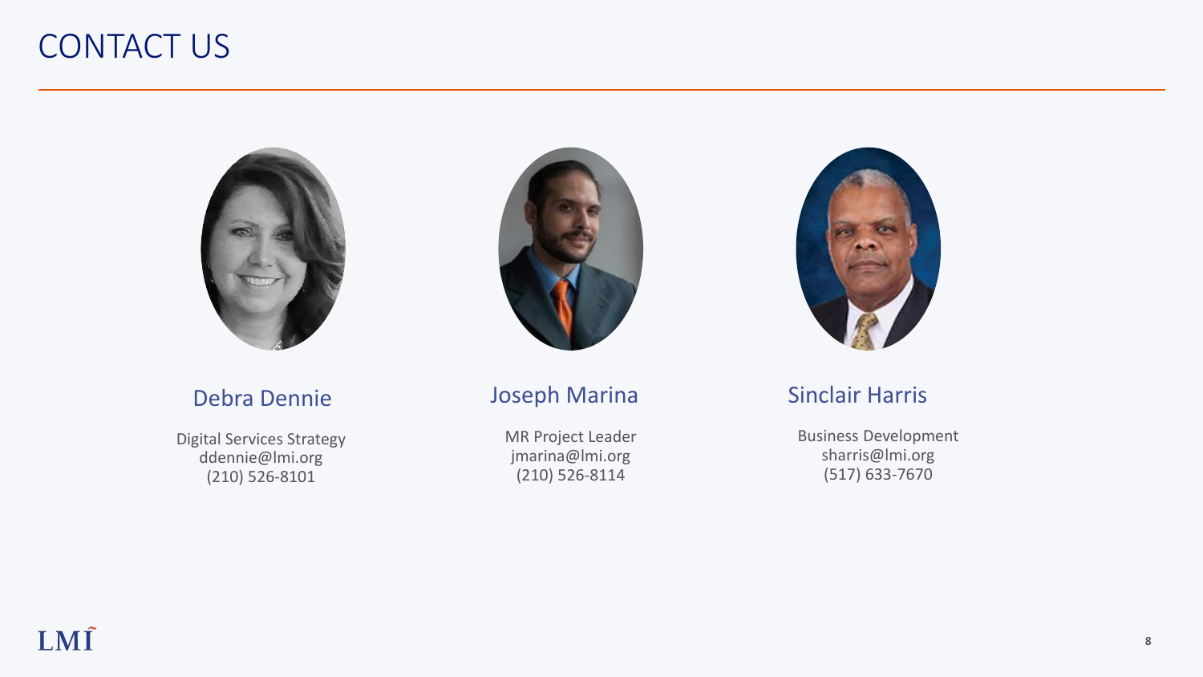# CONTACT US

**Debra Dennie**

Digital Services Strategy
ddennie@lmi.org
(210) 526-8101

**Joseph Marina**

MR Project Leader
jmarina@lmi.org
(210) 526-8114

**Sinclair Harris**

Business Development
sharris@lmi.org
(517) 633-7670